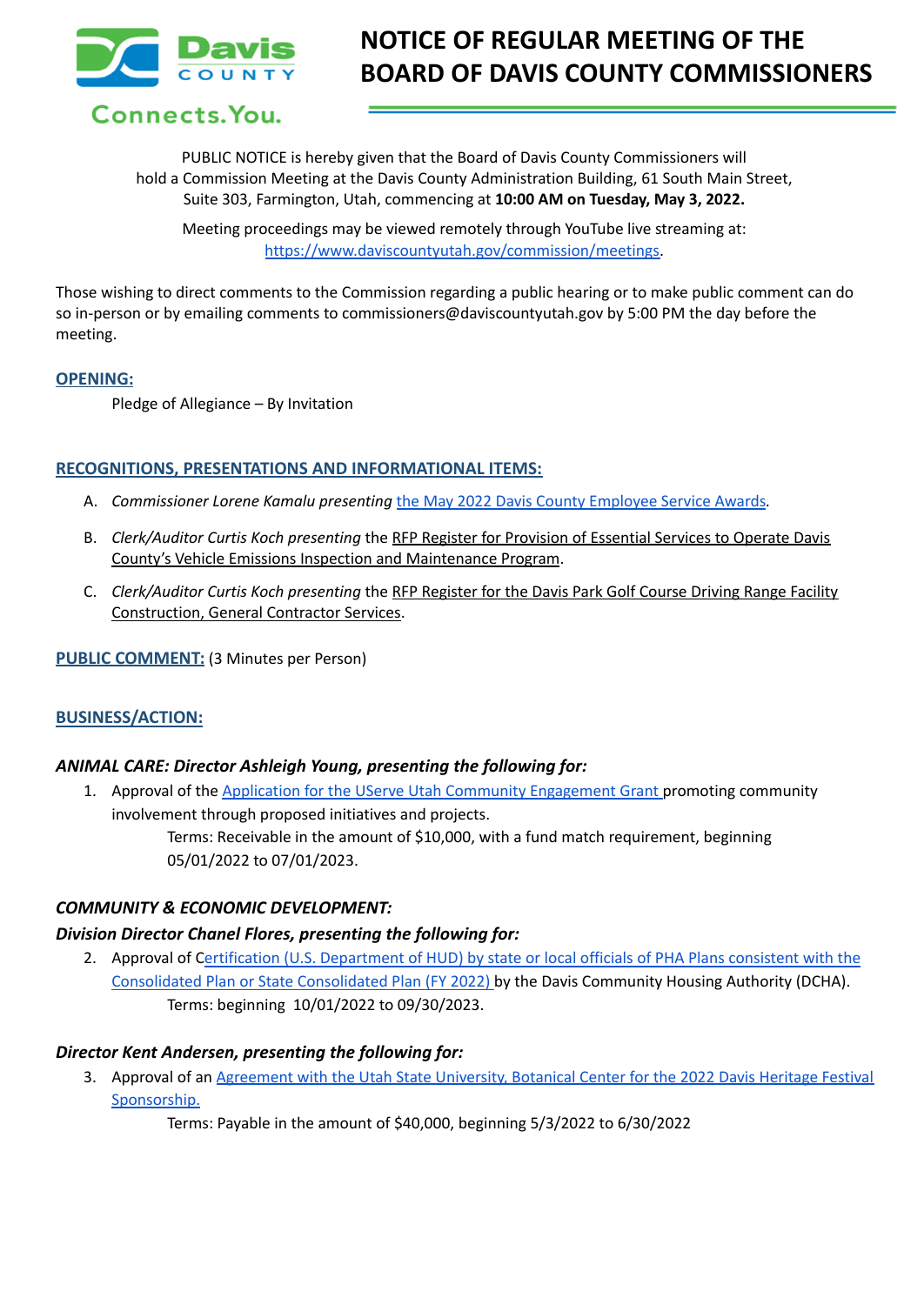# NOTICE OF REGULAR MEETING OF THE BOARD OF DAVIS COUNTY COMMISSIONERS

PUBLIC NOTICE is hereby given that the Board of Davis County Commissioners will hold a Commission Meeting at the Davis County Administration Building, 61 South Main Street, Suite 303, Farmington, Utah, commencing at **10:00 AM on Tuesday, May 3, 2022.**

Meeting proceedings may be viewed remotely through YouTube live streaming at: https://www.daviscountyutah.gov/commission/meetings.

Those wishing to direct comments to the Commission regarding a public hearing or to make public comment can do so in-person or by emailing comments to commissioners@daviscountyutah.gov by 5:00 PM the day before the meeting.

## OPENING:

Pledge of Allegiance – By Invitation

## RECOGNITIONS, PRESENTATIONS AND INFORMATIONAL ITEMS:

A. *Commissioner Lorene Kamalu presenting* the May 2022 Davis County Employee Service Awards.

B. *Clerk/Auditor Curtis Koch presenting* the RFP Register for Provision of Essential Services to Operate Davis County's Vehicle Emissions Inspection and Maintenance Program.

C. *Clerk/Auditor Curtis Koch presenting* the RFP Register for the Davis Park Golf Course Driving Range Facility Construction, General Contractor Services.

## PUBLIC COMMENT: (3 Minutes per Person)

## BUSINESS/ACTION:

### *ANIMAL CARE: Director Ashleigh Young, presenting the following for:*

1. Approval of the Application for the UServe Utah Community Engagement Grant promoting community involvement through proposed initiatives and projects.

   Terms: Receivable in the amount of $10,000, with a fund match requirement, beginning 05/01/2022 to 07/01/2023.

### *COMMUNITY & ECONOMIC DEVELOPMENT:*

### *Division Director Chanel Flores, presenting the following for:*

2. Approval of Certification (U.S. Department of HUD) by state or local officials of PHA Plans consistent with the Consolidated Plan or State Consolidated Plan (FY 2022) by the Davis Community Housing Authority (DCHA).

   Terms: beginning 10/01/2022 to 09/30/2023.

### *Director Kent Andersen, presenting the following for:*

3. Approval of an Agreement with the Utah State University, Botanical Center for the 2022 Davis Heritage Festival Sponsorship.

   Terms: Payable in the amount of $40,000, beginning 5/3/2022 to 6/30/2022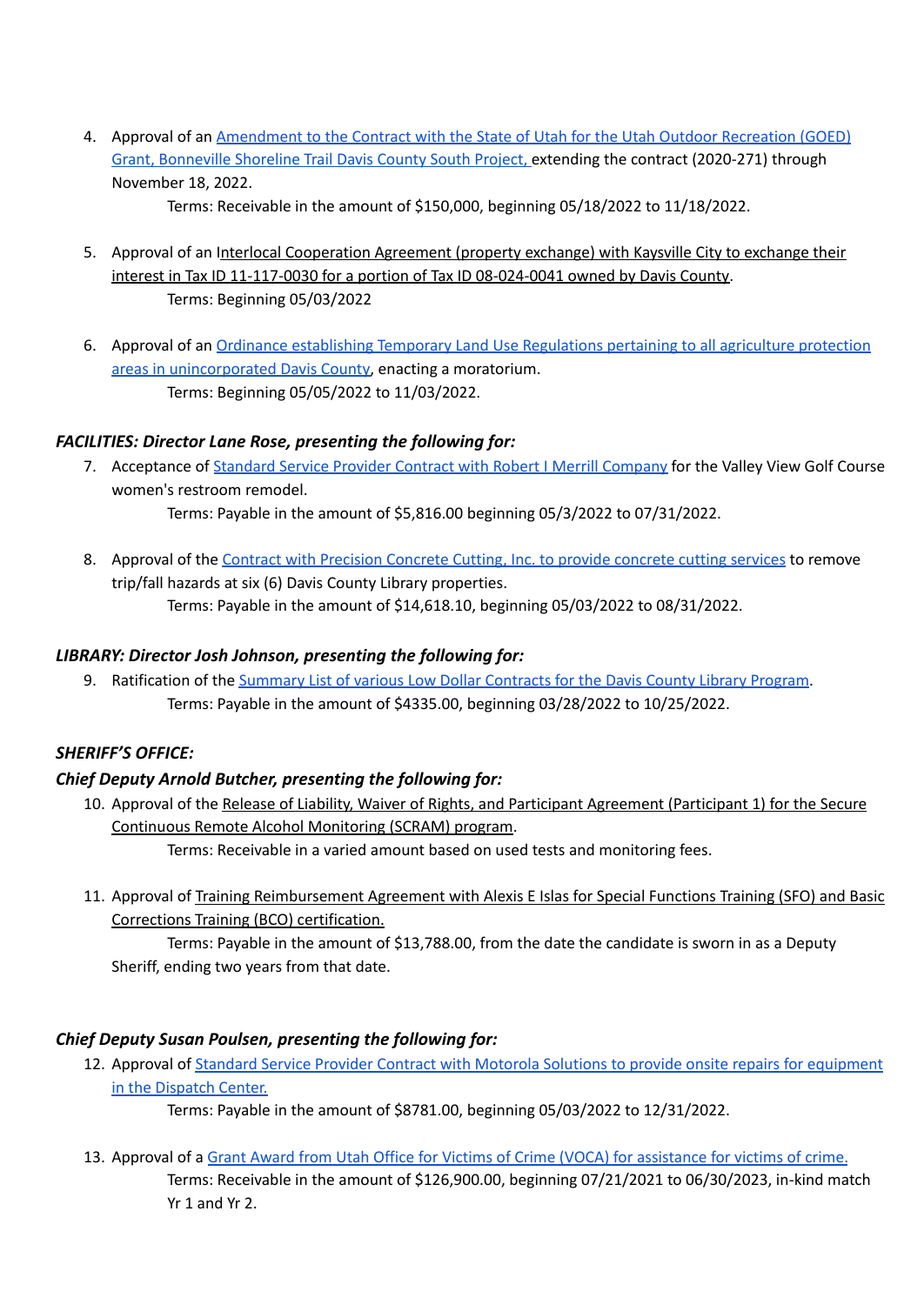4. Approval of an Amendment to the Contract with the State of Utah for the Utah Outdoor Recreation (GOED) Grant, Bonneville Shoreline Trail Davis County South Project, extending the contract (2020-271) through November 18, 2022.

   Terms: Receivable in the amount of $150,000, beginning 05/18/2022 to 11/18/2022.

5. Approval of an Interlocal Cooperation Agreement (property exchange) with Kaysville City to exchange their interest in Tax ID 11-117-0030 for a portion of Tax ID 08-024-0041 owned by Davis County.

   Terms: Beginning 05/03/2022

6. Approval of an Ordinance establishing Temporary Land Use Regulations pertaining to all agriculture protection areas in unincorporated Davis County, enacting a moratorium.

   Terms: Beginning 05/05/2022 to 11/03/2022.

### *FACILITIES: Director Lane Rose, presenting the following for:*

7. Acceptance of Standard Service Provider Contract with Robert I Merrill Company for the Valley View Golf Course women's restroom remodel.

   Terms: Payable in the amount of $5,816.00 beginning 05/3/2022 to 07/31/2022.

8. Approval of the Contract with Precision Concrete Cutting, Inc. to provide concrete cutting services to remove trip/fall hazards at six (6) Davis County Library properties.

   Terms: Payable in the amount of $14,618.10, beginning 05/03/2022 to 08/31/2022.

### *LIBRARY: Director Josh Johnson, presenting the following for:*

9. Ratification of the Summary List of various Low Dollar Contracts for the Davis County Library Program.

   Terms: Payable in the amount of $4335.00, beginning 03/28/2022 to 10/25/2022.

### *SHERIFF'S OFFICE:*

### *Chief Deputy Arnold Butcher, presenting the following for:*

10. Approval of the Release of Liability, Waiver of Rights, and Participant Agreement (Participant 1) for the Secure Continuous Remote Alcohol Monitoring (SCRAM) program.

    Terms: Receivable in a varied amount based on used tests and monitoring fees.

11. Approval of Training Reimbursement Agreement with Alexis E Islas for Special Functions Training (SFO) and Basic Corrections Training (BCO) certification.

    Terms: Payable in the amount of $13,788.00, from the date the candidate is sworn in as a Deputy Sheriff, ending two years from that date.

### *Chief Deputy Susan Poulsen, presenting the following for:*

12. Approval of Standard Service Provider Contract with Motorola Solutions to provide onsite repairs for equipment in the Dispatch Center.

    Terms: Payable in the amount of $8781.00, beginning 05/03/2022 to 12/31/2022.

13. Approval of a Grant Award from Utah Office for Victims of Crime (VOCA) for assistance for victims of crime.

    Terms: Receivable in the amount of $126,900.00, beginning 07/21/2021 to 06/30/2023, in-kind match Yr 1 and Yr 2.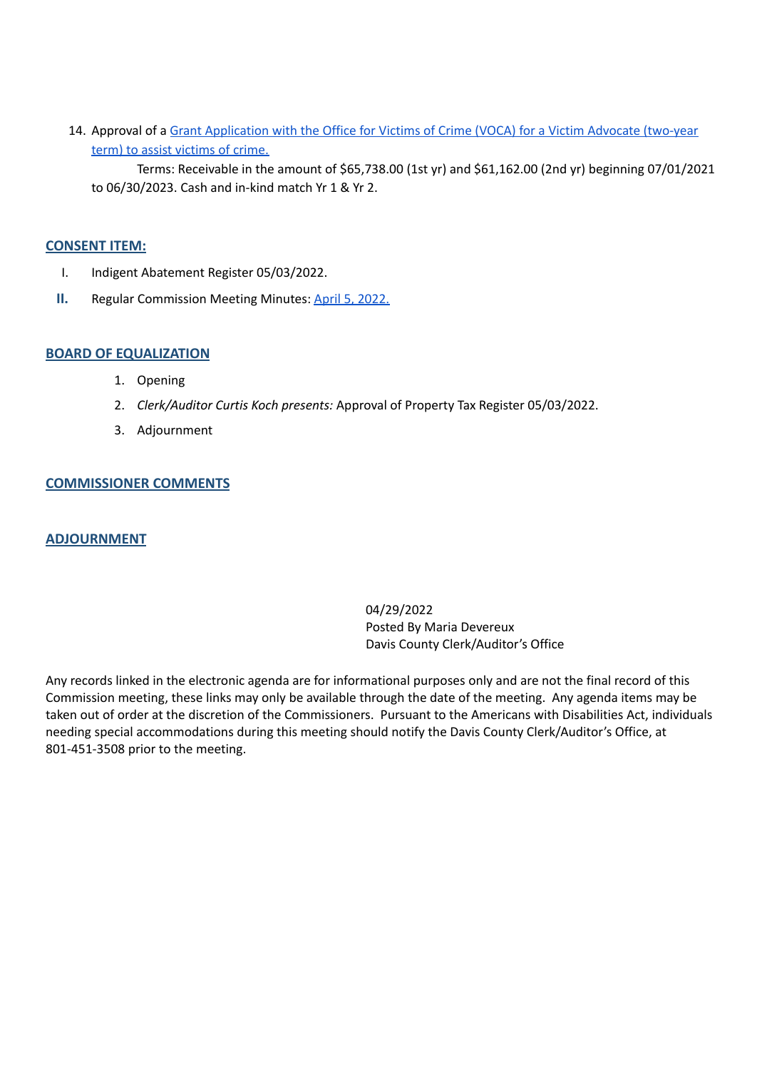14. Approval of a Grant Application with the Office for Victims of Crime (VOCA) for a Victim Advocate (two-year term) to assist victims of crime.

    Terms: Receivable in the amount of $65,738.00 (1st yr) and $61,162.00 (2nd yr) beginning 07/01/2021 to 06/30/2023. Cash and in-kind match Yr 1 & Yr 2.

## CONSENT ITEM:

I. Indigent Abatement Register 05/03/2022.

II. Regular Commission Meeting Minutes: April 5, 2022.

## BOARD OF EQUALIZATION

1. Opening
2. *Clerk/Auditor Curtis Koch presents:* Approval of Property Tax Register 05/03/2022.
3. Adjournment

## COMMISSIONER COMMENTS

## ADJOURNMENT

04/29/2022
Posted By Maria Devereux
Davis County Clerk/Auditor's Office

Any records linked in the electronic agenda are for informational purposes only and are not the final record of this Commission meeting, these links may only be available through the date of the meeting. Any agenda items may be taken out of order at the discretion of the Commissioners. Pursuant to the Americans with Disabilities Act, individuals needing special accommodations during this meeting should notify the Davis County Clerk/Auditor's Office, at 801-451-3508 prior to the meeting.